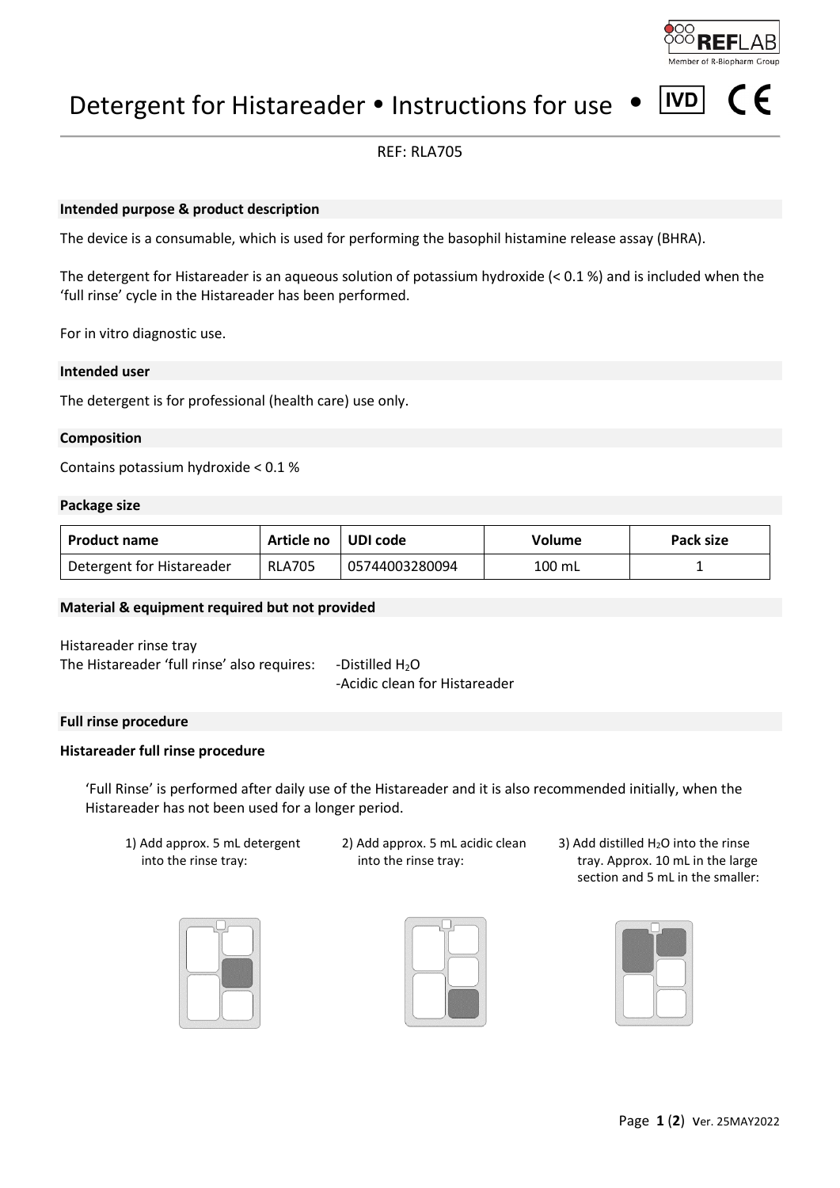# Detergent for Histareader • Instructions for use • IVD CE

REF: RLA705

## Intended purpose & product description

The device is a consumable, which is used for performing the basophil histamine release assay (BHRA).

The detergent for Histareader is an aqueous solution of potassium hydroxide (< 0.1 %) and is included when the 'full rinse' cycle in the Histareader has been performed.

For in vitro diagnostic use.

## Intended user

The detergent is for professional (health care) use only.

## Composition

Contains potassium hydroxide < 0.1 %

## Package size

| Product name | Article no | UDI code | Volume | Pack size |
|---|---|---|---|---|
| Detergent for Histareader | RLA705 | 05744003280094 | 100 mL | 1 |

## Material & equipment required but not provided

Histareader rinse tray

The Histareader 'full rinse' also requires:
- Distilled $H_2O$
- Acidic clean for Histareader

## Full rinse procedure

### Histareader full rinse procedure

'Full Rinse' is performed after daily use of the Histareader and it is also recommended initially, when the Histareader has not been used for a longer period.

1) Add approx. 5 mL detergent into the rinse tray:
2) Add approx. 5 mL acidic clean into the rinse tray:
3) Add distilled $H_2O$ into the rinse tray. Approx. 10 mL in the large section and 5 mL in the smaller: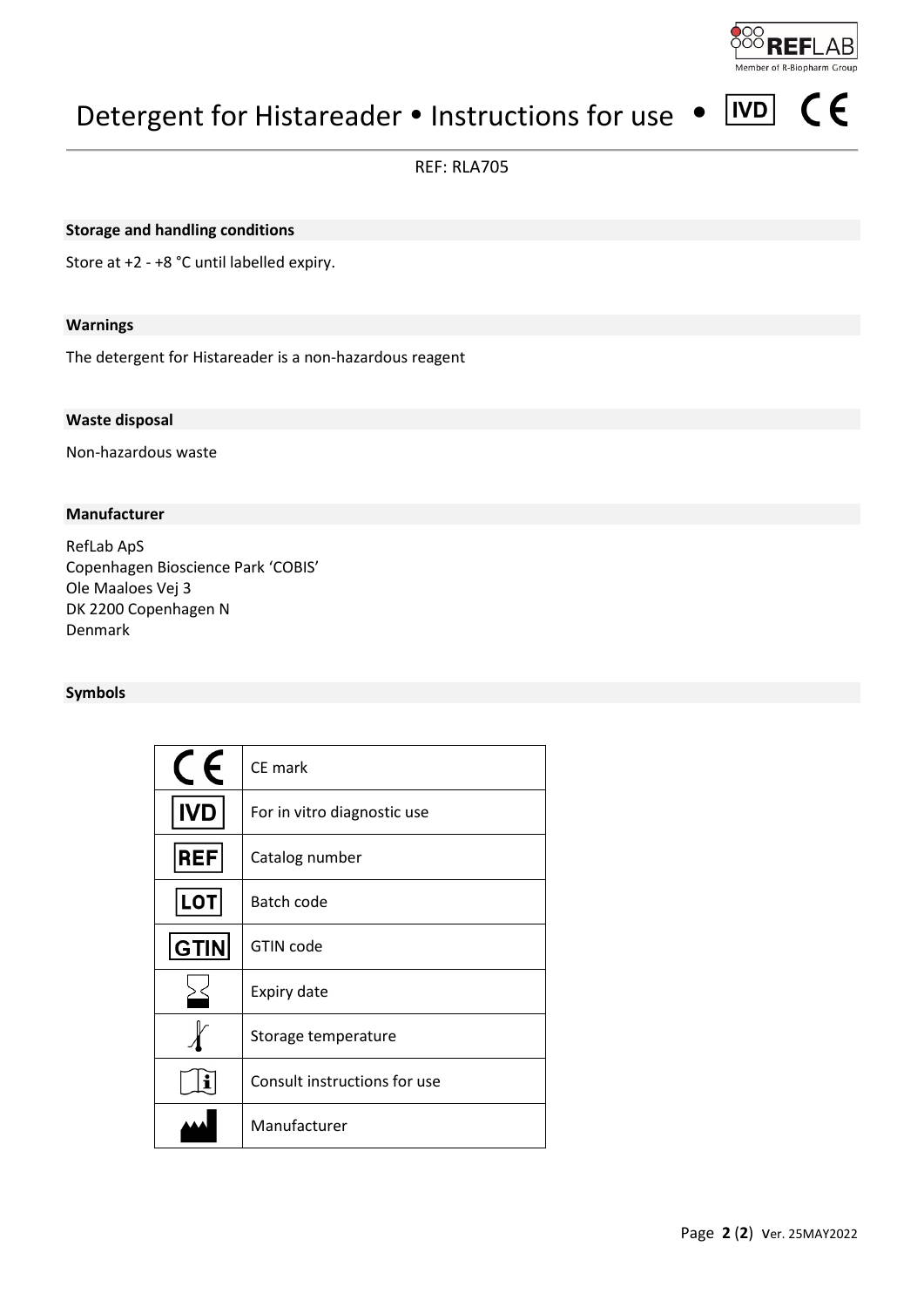# Detergent for Histareader • Instructions for use • IVD CE

REF: RLA705

## Storage and handling conditions

Store at +2 - +8 °C until labelled expiry.

## Warnings

The detergent for Histareader is a non-hazardous reagent

## Waste disposal

Non-hazardous waste

## Manufacturer

RefLab ApS
Copenhagen Bioscience Park 'COBIS'
Ole Maaloes Vej 3
DK 2200 Copenhagen N
Denmark

## Symbols

| | |
|---|---|
| CE | CE mark |
| IVD | For in vitro diagnostic use |
| REF | Catalog number |
| LOT | Batch code |
| GTIN | GTIN code |
| | Expiry date |
| | Storage temperature |
| | Consult instructions for use |
| | Manufacturer |

Ver. 25MAY2022